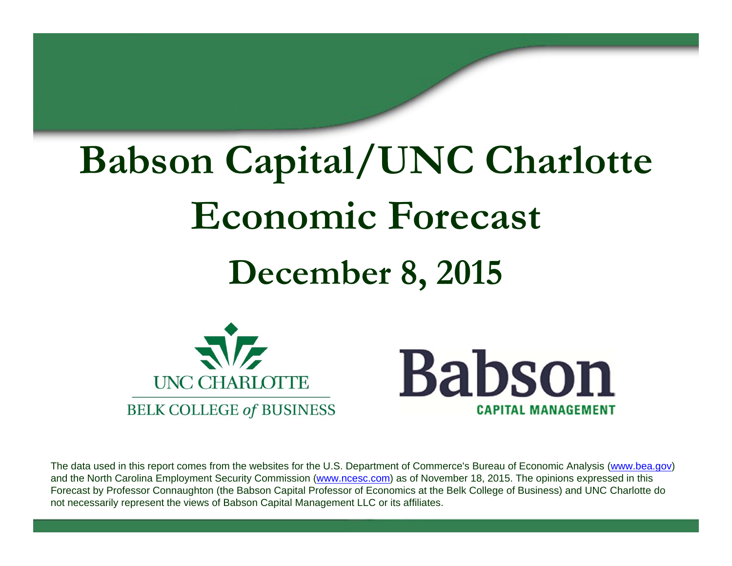# Babson Capital/UNC Charlotte Economic Forecast

## December 8, 2015

UNC CHARLOTTE
BELK COLLEGE *of* BUSINESS

Babson
CAPITAL MANAGEMENT

The data used in this report comes from the websites for the U.S. Department of Commerce's Bureau of Economic Analysis (www.bea.gov) and the North Carolina Employment Security Commission (www.ncesc.com) as of November 18, 2015. The opinions expressed in this Forecast by Professor Connaughton (the Babson Capital Professor of Economics at the Belk College of Business) and UNC Charlotte do not necessarily represent the views of Babson Capital Management LLC or its affiliates.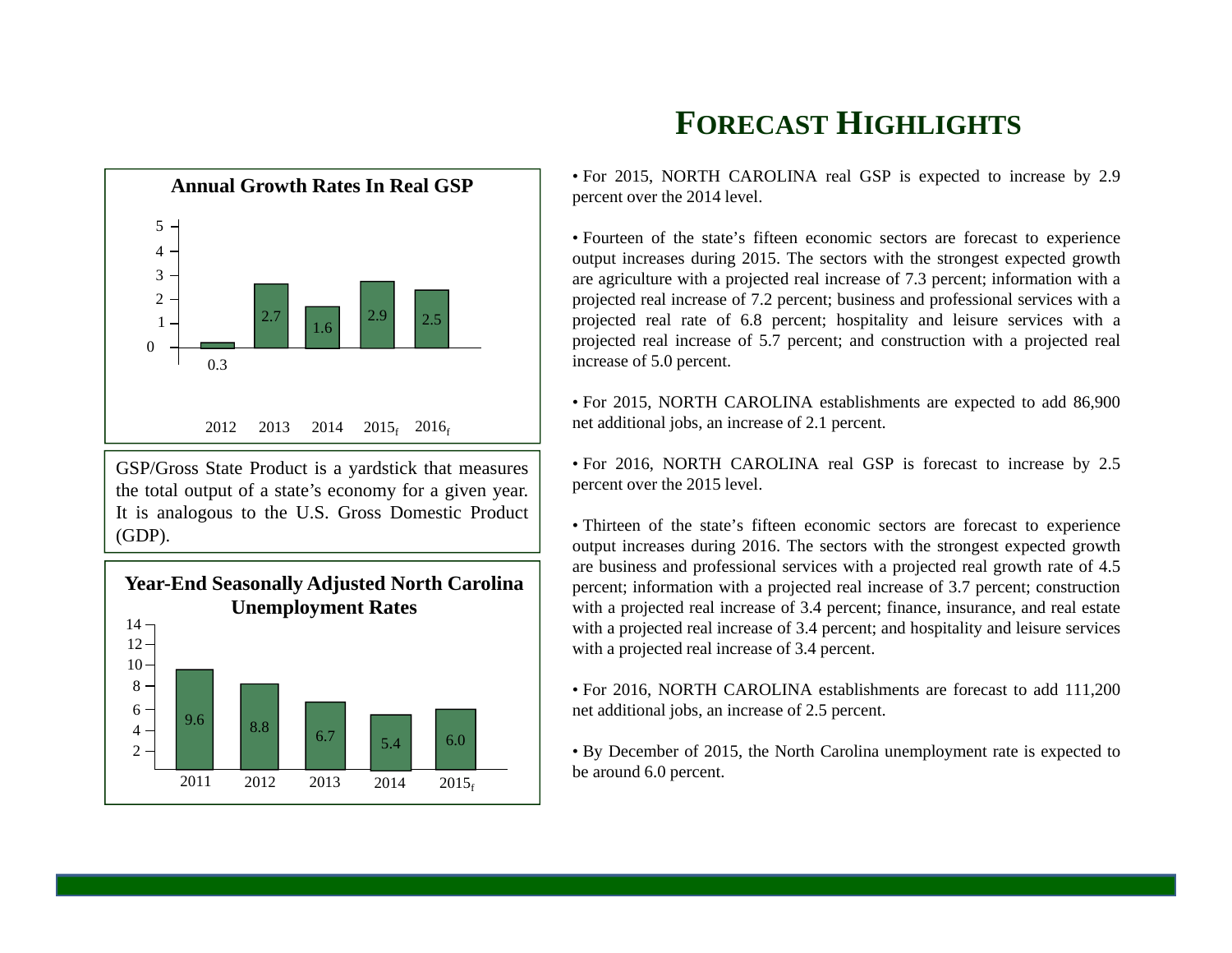# FORECAST HIGHLIGHTS

**Annual Growth Rates In Real GSP**

| Year | Growth Rate |
|---|---|
| 2012 | 0.3 |
| 2013 | 2.7 |
| 2014 | 1.6 |
| $2015_f$ | 2.9 |
| $2016_f$ | 2.5 |

GSP/Gross State Product is a yardstick that measures the total output of a state's economy for a given year. It is analogous to the U.S. Gross Domestic Product (GDP).

**Year-End Seasonally Adjusted North Carolina Unemployment Rates**

| Year | Unemployment Rate |
|---|---|
| 2011 | 9.6 |
| 2012 | 8.8 |
| 2013 | 6.7 |
| 2014 | 5.4 |
| $2015_f$ | 6.0 |

• For 2015, NORTH CAROLINA real GSP is expected to increase by 2.9 percent over the 2014 level.

• Fourteen of the state's fifteen economic sectors are forecast to experience output increases during 2015. The sectors with the strongest expected growth are agriculture with a projected real increase of 7.3 percent; information with a projected real increase of 7.2 percent; business and professional services with a projected real rate of 6.8 percent; hospitality and leisure services with a projected real increase of 5.7 percent; and construction with a projected real increase of 5.0 percent.

• For 2015, NORTH CAROLINA establishments are expected to add 86,900 net additional jobs, an increase of 2.1 percent.

• For 2016, NORTH CAROLINA real GSP is forecast to increase by 2.5 percent over the 2015 level.

• Thirteen of the state's fifteen economic sectors are forecast to experience output increases during 2016. The sectors with the strongest expected growth are business and professional services with a projected real growth rate of 4.5 percent; information with a projected real increase of 3.7 percent; construction with a projected real increase of 3.4 percent; finance, insurance, and real estate with a projected real increase of 3.4 percent; and hospitality and leisure services with a projected real increase of 3.4 percent.

• For 2016, NORTH CAROLINA establishments are forecast to add 111,200 net additional jobs, an increase of 2.5 percent.

• By December of 2015, the North Carolina unemployment rate is expected to be around 6.0 percent.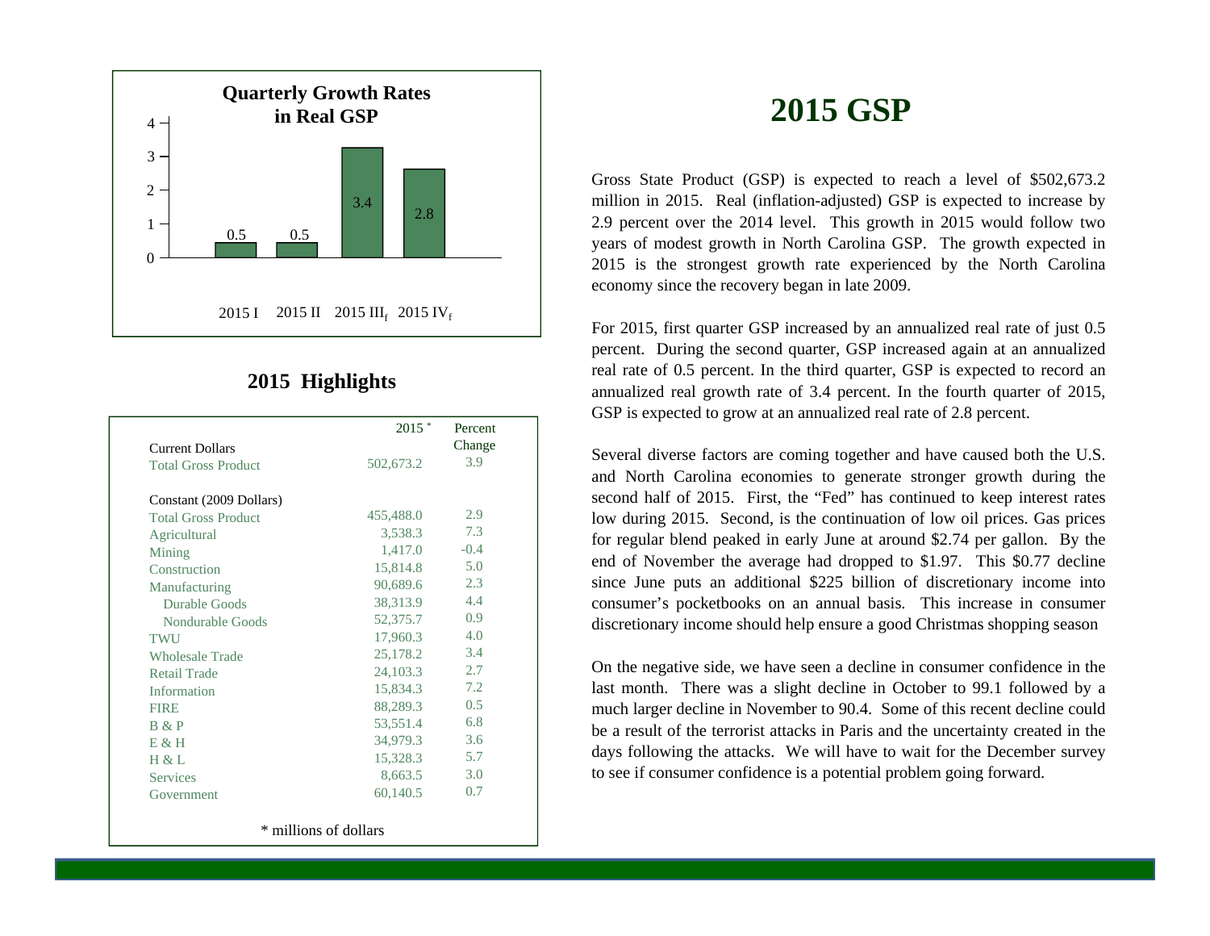# 2015 GSP

**Quarterly Growth Rates in Real GSP**

| Quarter | Growth Rate |
|---|---|
| 2015 I | 0.5 |
| 2015 II | 0.5 |
| 2015 III$_f$ | 3.4 |
| 2015 IV$_f$ | 2.8 |

Gross State Product (GSP) is expected to reach a level of $502,673.2 million in 2015. Real (inflation-adjusted) GSP is expected to increase by 2.9 percent over the 2014 level. This growth in 2015 would follow two years of modest growth in North Carolina GSP. The growth expected in 2015 is the strongest growth rate experienced by the North Carolina economy since the recovery began in late 2009.

For 2015, first quarter GSP increased by an annualized real rate of just 0.5 percent. During the second quarter, GSP increased again at an annualized real rate of 0.5 percent. In the third quarter, GSP is expected to record an annualized real growth rate of 3.4 percent. In the fourth quarter of 2015, GSP is expected to grow at an annualized real rate of 2.8 percent.

Several diverse factors are coming together and have caused both the U.S. and North Carolina economies to generate stronger growth during the second half of 2015. First, the "Fed" has continued to keep interest rates low during 2015. Second, is the continuation of low oil prices. Gas prices for regular blend peaked in early June at around $2.74 per gallon. By the end of November the average had dropped to $1.97. This $0.77 decline since June puts an additional $225 billion of discretionary income into consumer's pocketbooks on an annual basis. This increase in consumer discretionary income should help ensure a good Christmas shopping season

On the negative side, we have seen a decline in consumer confidence in the last month. There was a slight decline in October to 99.1 followed by a much larger decline in November to 90.4. Some of this recent decline could be a result of the terrorist attacks in Paris and the uncertainty created in the days following the attacks. We will have to wait for the December survey to see if consumer confidence is a potential problem going forward.

## 2015 Highlights

| | 2015 * | Percent Change |
|---|---|---|
| **Current Dollars** | | |
| Total Gross Product | 502,673.2 | 3.9 |
| **Constant (2009 Dollars)** | | |
| Total Gross Product | 455,488.0 | 2.9 |
| Agricultural | 3,538.3 | 7.3 |
| Mining | 1,417.0 | -0.4 |
| Construction | 15,814.8 | 5.0 |
| Manufacturing | 90,689.6 | 2.3 |
| Durable Goods | 38,313.9 | 4.4 |
| Nondurable Goods | 52,375.7 | 0.9 |
| TWU | 17,960.3 | 4.0 |
| Wholesale Trade | 25,178.2 | 3.4 |
| Retail Trade | 24,103.3 | 2.7 |
| Information | 15,834.3 | 7.2 |
| FIRE | 88,289.3 | 0.5 |
| B & P | 53,551.4 | 6.8 |
| E & H | 34,979.3 | 3.6 |
| H & L | 15,328.3 | 5.7 |
| Services | 8,663.5 | 3.0 |
| Government | 60,140.5 | 0.7 |

* millions of dollars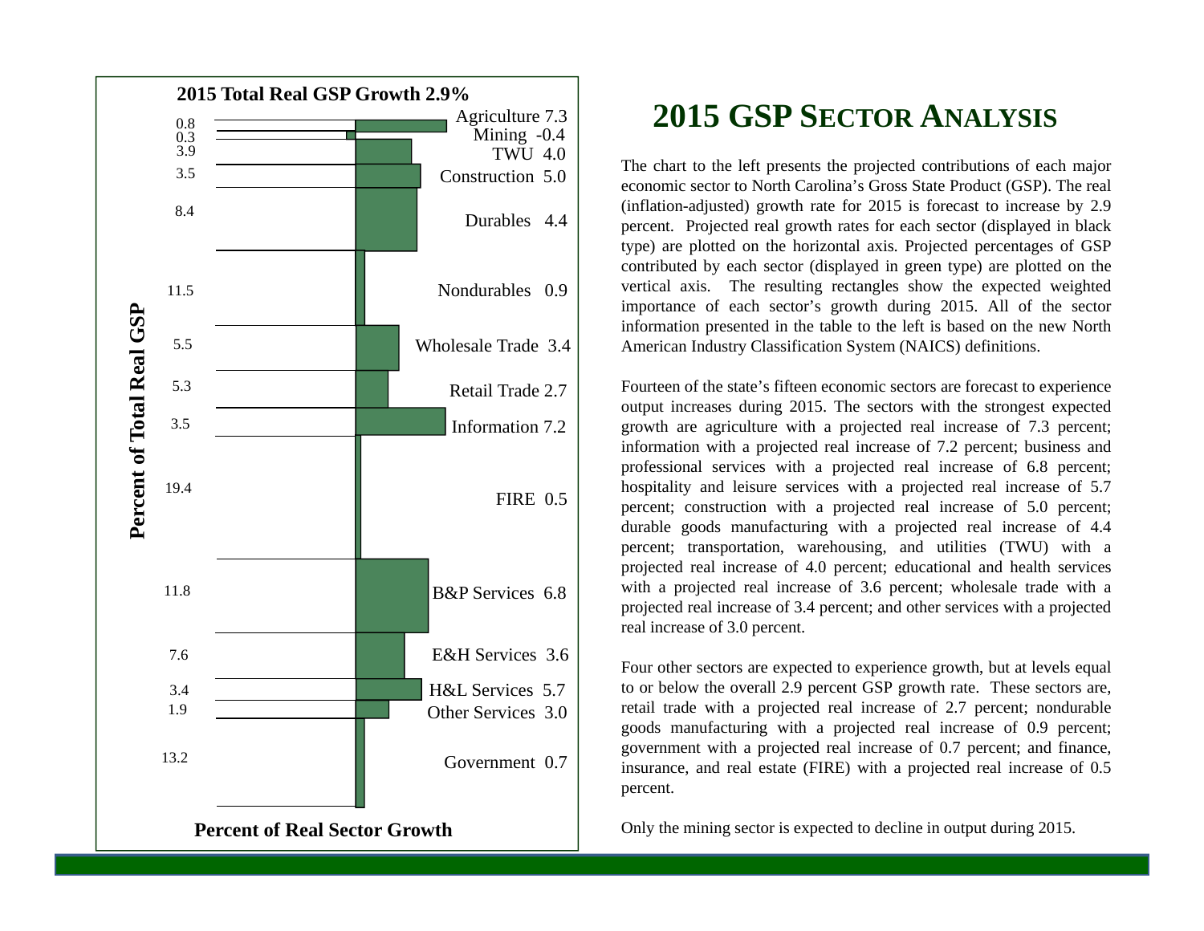**2015 Total Real GSP Growth 2.9%**

| Sector | Percent of Total Real GSP | Percent of Real Sector Growth |
|---|---|---|
| Agriculture | 0.8 | 7.3 |
| Mining | 0.3 | -0.4 |
| TWU | 3.9 | 4.0 |
| Construction | 3.5 | 5.0 |
| Durables | 8.4 | 4.4 |
| Nondurables | 11.5 | 0.9 |
| Wholesale Trade | 5.5 | 3.4 |
| Retail Trade | 5.3 | 2.7 |
| Information | 3.5 | 7.2 |
| FIRE | 19.4 | 0.5 |
| B&P Services | 11.8 | 6.8 |
| E&H Services | 7.6 | 3.6 |
| H&L Services | 3.4 | 5.7 |
| Other Services | 1.9 | 3.0 |
| Government | 13.2 | 0.7 |

# 2015 GSP Sector Analysis

The chart to the left presents the projected contributions of each major economic sector to North Carolina's Gross State Product (GSP). The real (inflation-adjusted) growth rate for 2015 is forecast to increase by 2.9 percent. Projected real growth rates for each sector (displayed in black type) are plotted on the horizontal axis. Projected percentages of GSP contributed by each sector (displayed in green type) are plotted on the vertical axis. The resulting rectangles show the expected weighted importance of each sector's growth during 2015. All of the sector information presented in the table to the left is based on the new North American Industry Classification System (NAICS) definitions.

Fourteen of the state's fifteen economic sectors are forecast to experience output increases during 2015. The sectors with the strongest expected growth are agriculture with a projected real increase of 7.3 percent; information with a projected real increase of 7.2 percent; business and professional services with a projected real increase of 6.8 percent; hospitality and leisure services with a projected real increase of 5.7 percent; construction with a projected real increase of 5.0 percent; durable goods manufacturing with a projected real increase of 4.4 percent; transportation, warehousing, and utilities (TWU) with a projected real increase of 4.0 percent; educational and health services with a projected real increase of 3.6 percent; wholesale trade with a projected real increase of 3.4 percent; and other services with a projected real increase of 3.0 percent.

Four other sectors are expected to experience growth, but at levels equal to or below the overall 2.9 percent GSP growth rate. These sectors are, retail trade with a projected real increase of 2.7 percent; nondurable goods manufacturing with a projected real increase of 0.9 percent; government with a projected real increase of 0.7 percent; and finance, insurance, and real estate (FIRE) with a projected real increase of 0.5 percent.

Only the mining sector is expected to decline in output during 2015.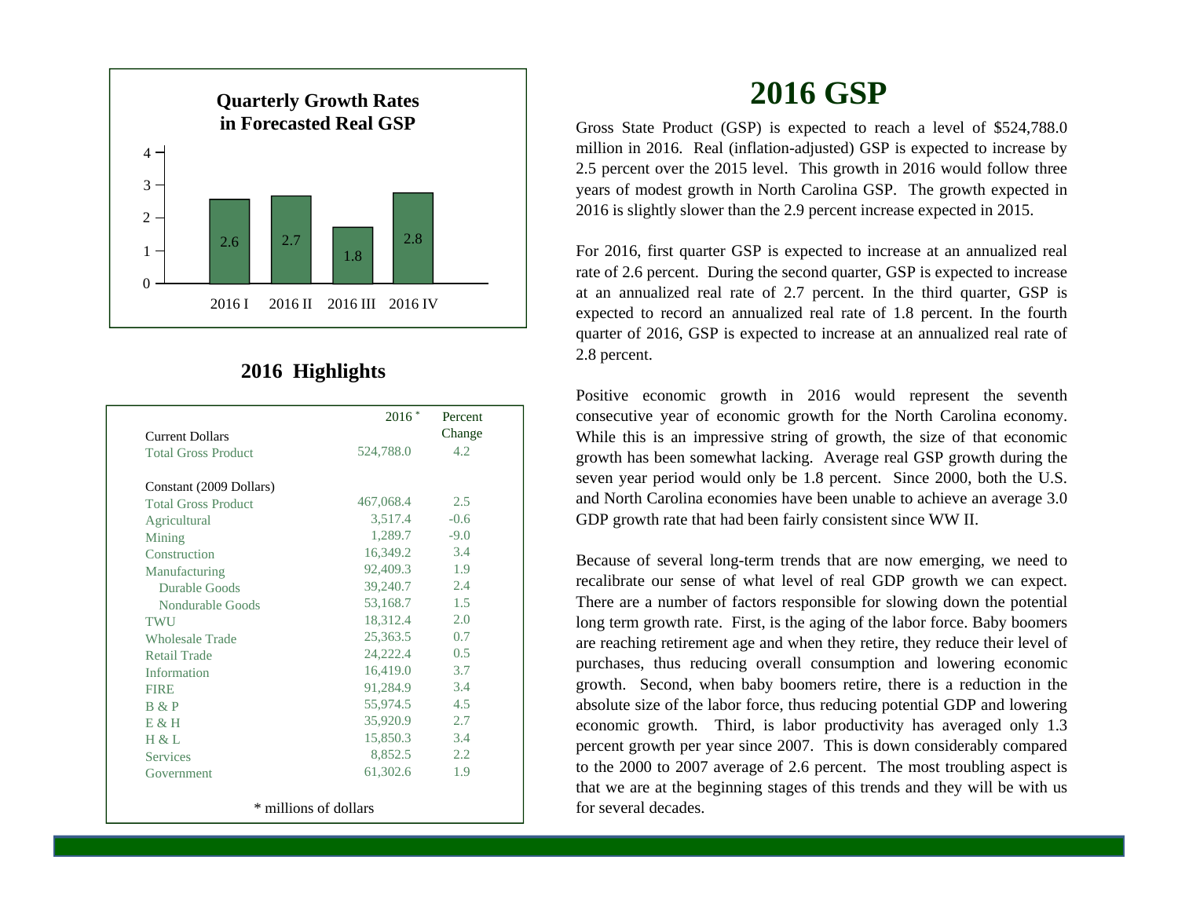**Quarterly Growth Rates in Forecasted Real GSP**

| Quarter | Growth Rate |
|---|---|
| 2016 I | 2.6 |
| 2016 II | 2.7 |
| 2016 III | 1.8 |
| 2016 IV | 2.8 |

## 2016 Highlights

| | 2016 * | Percent Change |
|---|---|---|
| **Current Dollars** | | |
| Total Gross Product | 524,788.0 | 4.2 |
| **Constant (2009 Dollars)** | | |
| Total Gross Product | 467,068.4 | 2.5 |
| Agricultural | 3,517.4 | -0.6 |
| Mining | 1,289.7 | -9.0 |
| Construction | 16,349.2 | 3.4 |
| Manufacturing | 92,409.3 | 1.9 |
| Durable Goods | 39,240.7 | 2.4 |
| Nondurable Goods | 53,168.7 | 1.5 |
| TWU | 18,312.4 | 2.0 |
| Wholesale Trade | 25,363.5 | 0.7 |
| Retail Trade | 24,222.4 | 0.5 |
| Information | 16,419.0 | 3.7 |
| FIRE | 91,284.9 | 3.4 |
| B & P | 55,974.5 | 4.5 |
| E & H | 35,920.9 | 2.7 |
| H & L | 15,850.3 | 3.4 |
| Services | 8,852.5 | 2.2 |
| Government | 61,302.6 | 1.9 |

* millions of dollars

# 2016 GSP

Gross State Product (GSP) is expected to reach a level of $524,788.0 million in 2016. Real (inflation-adjusted) GSP is expected to increase by 2.5 percent over the 2015 level. This growth in 2016 would follow three years of modest growth in North Carolina GSP. The growth expected in 2016 is slightly slower than the 2.9 percent increase expected in 2015.

For 2016, first quarter GSP is expected to increase at an annualized real rate of 2.6 percent. During the second quarter, GSP is expected to increase at an annualized real rate of 2.7 percent. In the third quarter, GSP is expected to record an annualized real rate of 1.8 percent. In the fourth quarter of 2016, GSP is expected to increase at an annualized real rate of 2.8 percent.

Positive economic growth in 2016 would represent the seventh consecutive year of economic growth for the North Carolina economy. While this is an impressive string of growth, the size of that economic growth has been somewhat lacking. Average real GSP growth during the seven year period would only be 1.8 percent. Since 2000, both the U.S. and North Carolina economies have been unable to achieve an average 3.0 GDP growth rate that had been fairly consistent since WW II.

Because of several long-term trends that are now emerging, we need to recalibrate our sense of what level of real GDP growth we can expect. There are a number of factors responsible for slowing down the potential long term growth rate. First, is the aging of the labor force. Baby boomers are reaching retirement age and when they retire, they reduce their level of purchases, thus reducing overall consumption and lowering economic growth. Second, when baby boomers retire, there is a reduction in the absolute size of the labor force, thus reducing potential GDP and lowering economic growth. Third, is labor productivity has averaged only 1.3 percent growth per year since 2007. This is down considerably compared to the 2000 to 2007 average of 2.6 percent. The most troubling aspect is that we are at the beginning stages of this trends and they will be with us for several decades.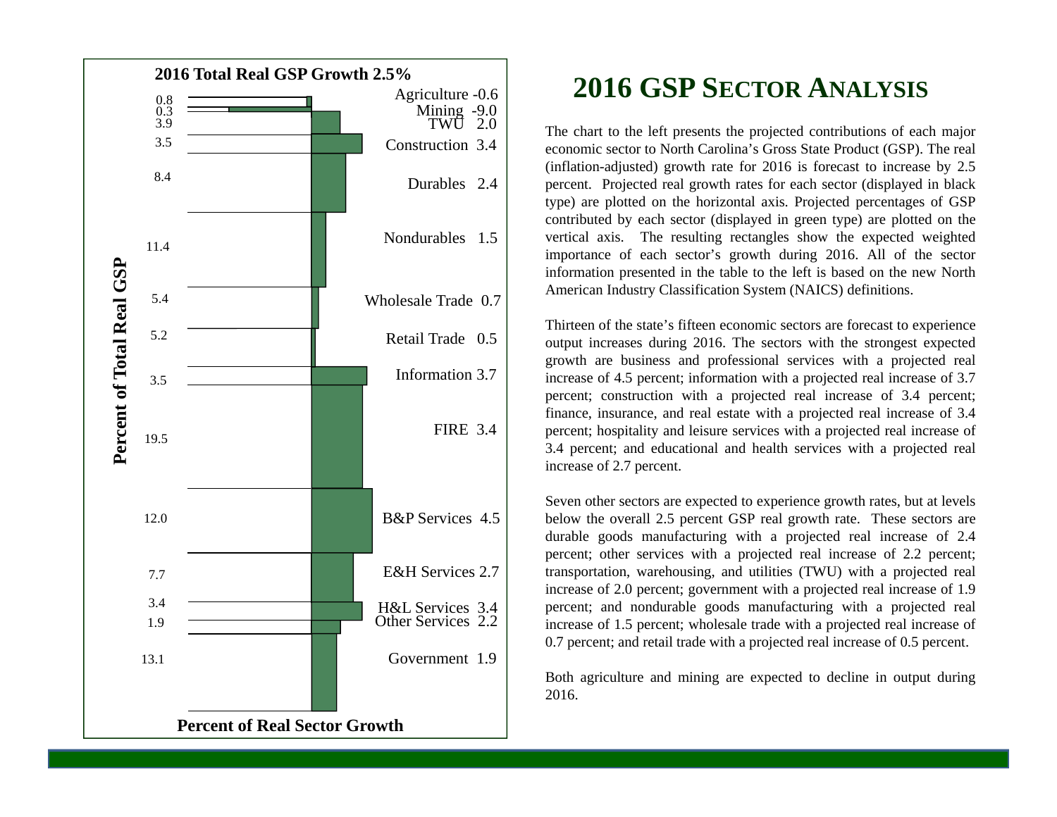**2016 Total Real GSP Growth 2.5%**

| Sector | Percent of Total Real GSP | Percent of Real Sector Growth |
|---|---|---|
| Agriculture | 0.8 | -0.6 |
| Mining | 0.3 | -9.0 |
| TWU | 3.9 | 2.0 |
| Construction | 3.5 | 3.4 |
| Durables | 8.4 | 2.4 |
| Nondurables | 11.4 | 1.5 |
| Wholesale Trade | 5.4 | 0.7 |
| Retail Trade | 5.2 | 0.5 |
| Information | 3.5 | 3.7 |
| FIRE | 19.5 | 3.4 |
| B&P Services | 12.0 | 4.5 |
| E&H Services | 7.7 | 2.7 |
| H&L Services | 3.4 | 3.4 |
| Other Services | 1.9 | 2.2 |
| Government | 13.1 | 1.9 |

# 2016 GSP Sector Analysis

The chart to the left presents the projected contributions of each major economic sector to North Carolina's Gross State Product (GSP). The real (inflation-adjusted) growth rate for 2016 is forecast to increase by 2.5 percent. Projected real growth rates for each sector (displayed in black type) are plotted on the horizontal axis. Projected percentages of GSP contributed by each sector (displayed in green type) are plotted on the vertical axis. The resulting rectangles show the expected weighted importance of each sector's growth during 2016. All of the sector information presented in the table to the left is based on the new North American Industry Classification System (NAICS) definitions.

Thirteen of the state's fifteen economic sectors are forecast to experience output increases during 2016. The sectors with the strongest expected growth are business and professional services with a projected real increase of 4.5 percent; information with a projected real increase of 3.7 percent; construction with a projected real increase of 3.4 percent; finance, insurance, and real estate with a projected real increase of 3.4 percent; hospitality and leisure services with a projected real increase of 3.4 percent; and educational and health services with a projected real increase of 2.7 percent.

Seven other sectors are expected to experience growth rates, but at levels below the overall 2.5 percent GSP real growth rate. These sectors are durable goods manufacturing with a projected real increase of 2.4 percent; other services with a projected real increase of 2.2 percent; transportation, warehousing, and utilities (TWU) with a projected real increase of 2.0 percent; government with a projected real increase of 1.9 percent; and nondurable goods manufacturing with a projected real increase of 1.5 percent; wholesale trade with a projected real increase of 0.7 percent; and retail trade with a projected real increase of 0.5 percent.

Both agriculture and mining are expected to decline in output during 2016.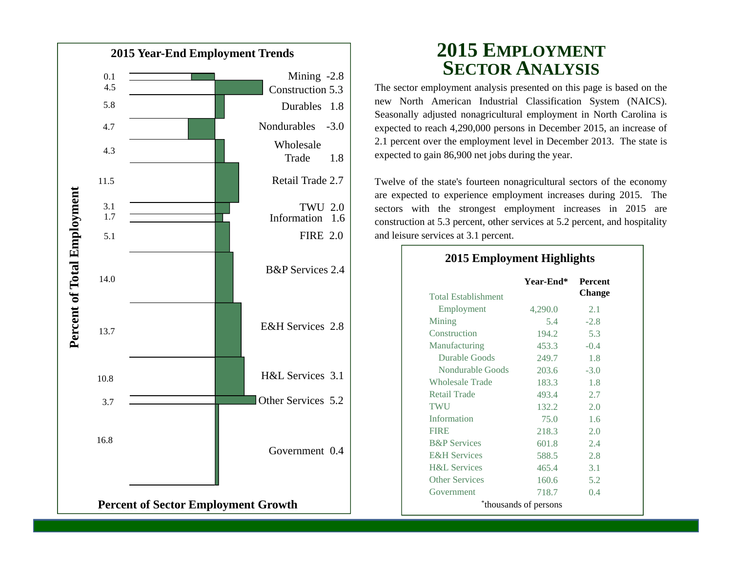# 2015 Employment Sector Analysis

The sector employment analysis presented on this page is based on the new North American Industrial Classification System (NAICS). Seasonally adjusted nonagricultural employment in North Carolina is expected to reach 4,290,000 persons in December 2015, an increase of 2.1 percent over the employment level in December 2013. The state is expected to gain 86,900 net jobs during the year.

Twelve of the state's fourteen nonagricultural sectors of the economy are expected to experience employment increases during 2015. The sectors with the strongest employment increases in 2015 are construction at 5.3 percent, other services at 5.2 percent, and hospitality and leisure services at 3.1 percent.

## 2015 Year-End Employment Trends

| Sector | Percent of Total Employment | Percent of Sector Employment Growth |
|---|---|---|
| Mining | 0.1 | -2.8 |
| Construction | 4.5 | 5.3 |
| Durables | 5.8 | 1.8 |
| Nondurables | 4.7 | -3.0 |
| Wholesale Trade | 4.3 | 1.8 |
| Retail Trade | 11.5 | 2.7 |
| TWU | 3.1 | 2.0 |
| Information | 1.7 | 1.6 |
| FIRE | 5.1 | 2.0 |
| B&P Services | 14.0 | 2.4 |
| E&H Services | 13.7 | 2.8 |
| H&L Services | 10.8 | 3.1 |
| Other Services | 3.7 | 5.2 |
| Government | 16.8 | 0.4 |

## 2015 Employment Highlights

| | Year-End* | Percent Change |
|---|---|---|
| Total Establishment Employment | 4,290.0 | 2.1 |
| Mining | 5.4 | -2.8 |
| Construction | 194.2 | 5.3 |
| Manufacturing | 453.3 | -0.4 |
| Durable Goods | 249.7 | 1.8 |
| Nondurable Goods | 203.6 | -3.0 |
| Wholesale Trade | 183.3 | 1.8 |
| Retail Trade | 493.4 | 2.7 |
| TWU | 132.2 | 2.0 |
| Information | 75.0 | 1.6 |
| FIRE | 218.3 | 2.0 |
| B&P Services | 601.8 | 2.4 |
| E&H Services | 588.5 | 2.8 |
| H&L Services | 465.4 | 3.1 |
| Other Services | 160.6 | 5.2 |
| Government | 718.7 | 0.4 |

*thousands of persons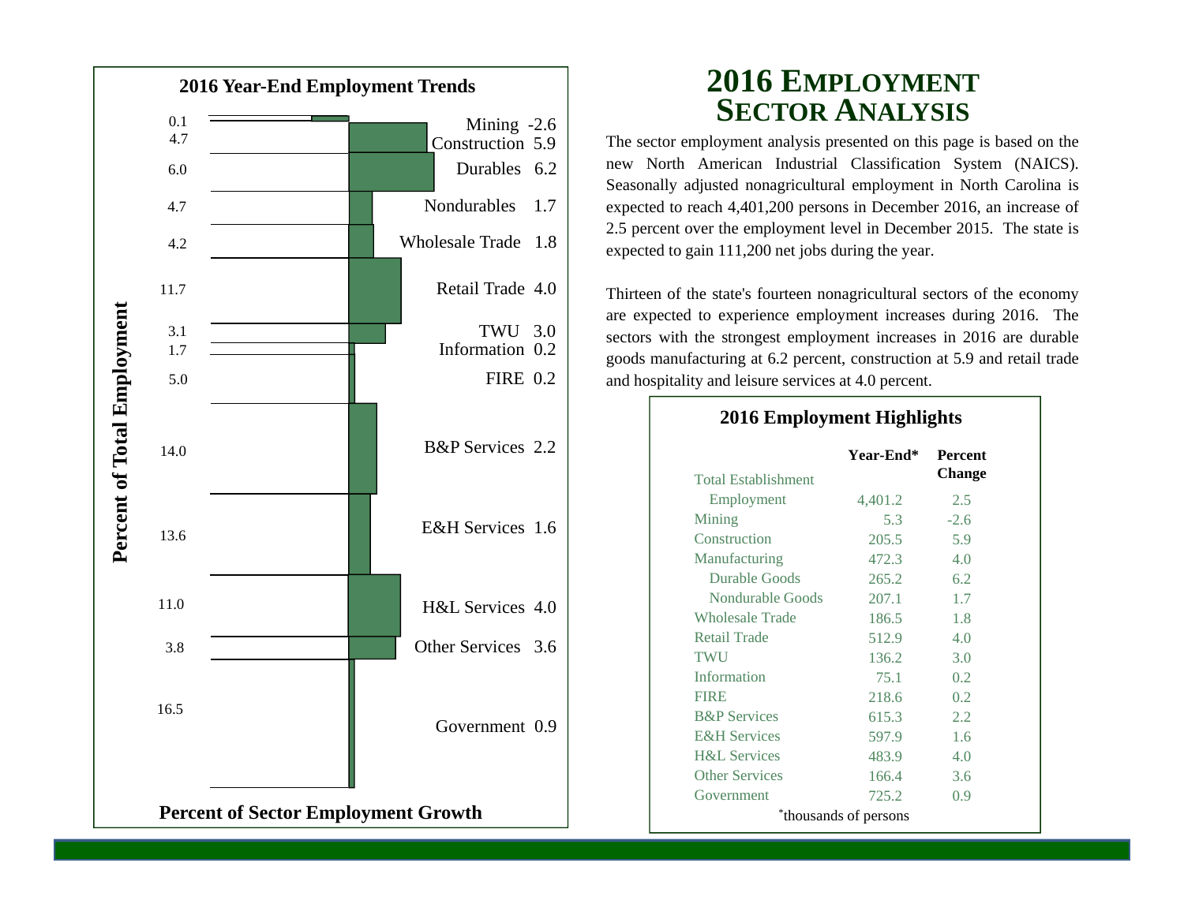# 2016 Employment Sector Analysis

The sector employment analysis presented on this page is based on the new North American Industrial Classification System (NAICS). Seasonally adjusted nonagricultural employment in North Carolina is expected to reach 4,401,200 persons in December 2016, an increase of 2.5 percent over the employment level in December 2015. The state is expected to gain 111,200 net jobs during the year.

Thirteen of the state's fourteen nonagricultural sectors of the economy are expected to experience employment increases during 2016. The sectors with the strongest employment increases in 2016 are durable goods manufacturing at 6.2 percent, construction at 5.9 and retail trade and hospitality and leisure services at 4.0 percent.

## 2016 Year-End Employment Trends

| Sector | Percent of Total Employment | Percent of Sector Employment Growth |
|---|---|---|
| Mining | 0.1 | -2.6 |
| Construction | 4.7 | 5.9 |
| Durables | 6.0 | 6.2 |
| Nondurables | 4.7 | 1.7 |
| Wholesale Trade | 4.2 | 1.8 |
| Retail Trade | 11.7 | 4.0 |
| TWU | 3.1 | 3.0 |
| Information | 1.7 | 0.2 |
| FIRE | 5.0 | 0.2 |
| B&P Services | 14.0 | 2.2 |
| E&H Services | 13.6 | 1.6 |
| H&L Services | 11.0 | 4.0 |
| Other Services | 3.8 | 3.6 |
| Government | 16.5 | 0.9 |

## 2016 Employment Highlights

| | Year-End* | Percent Change |
|---|---|---|
| Total Establishment Employment | 4,401.2 | 2.5 |
| Mining | 5.3 | -2.6 |
| Construction | 205.5 | 5.9 |
| Manufacturing | 472.3 | 4.0 |
| Durable Goods | 265.2 | 6.2 |
| Nondurable Goods | 207.1 | 1.7 |
| Wholesale Trade | 186.5 | 1.8 |
| Retail Trade | 512.9 | 4.0 |
| TWU | 136.2 | 3.0 |
| Information | 75.1 | 0.2 |
| FIRE | 218.6 | 0.2 |
| B&P Services | 615.3 | 2.2 |
| E&H Services | 597.9 | 1.6 |
| H&L Services | 483.9 | 4.0 |
| Other Services | 166.4 | 3.6 |
| Government | 725.2 | 0.9 |

*thousands of persons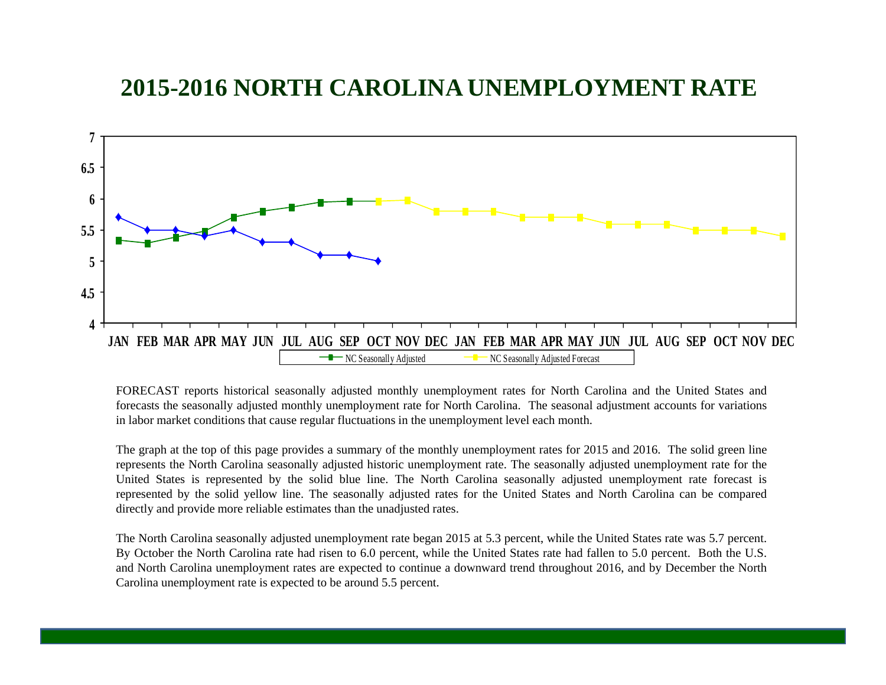# 2015-2016 NORTH CAROLINA UNEMPLOYMENT RATE

7
6.5
6
5.5
5
4.5
4

JAN FEB MAR APR MAY JUN JUL AUG SEP OCT NOV DEC JAN FEB MAR APR MAY JUN JUL AUG SEP OCT NOV DEC

NC Seasonally Adjusted
NC Seasonally Adjusted Forecast

FORECAST reports historical seasonally adjusted monthly unemployment rates for North Carolina and the United States and forecasts the seasonally adjusted monthly unemployment rate for North Carolina. The seasonal adjustment accounts for variations in labor market conditions that cause regular fluctuations in the unemployment level each month.

The graph at the top of this page provides a summary of the monthly unemployment rates for 2015 and 2016. The solid green line represents the North Carolina seasonally adjusted historic unemployment rate. The seasonally adjusted unemployment rate for the United States is represented by the solid blue line. The North Carolina seasonally adjusted unemployment rate forecast is represented by the solid yellow line. The seasonally adjusted rates for the United States and North Carolina can be compared directly and provide more reliable estimates than the unadjusted rates.

The North Carolina seasonally adjusted unemployment rate began 2015 at 5.3 percent, while the United States rate was 5.7 percent. By October the North Carolina rate had risen to 6.0 percent, while the United States rate had fallen to 5.0 percent. Both the U.S. and North Carolina unemployment rates are expected to continue a downward trend throughout 2016, and by December the North Carolina unemployment rate is expected to be around 5.5 percent.